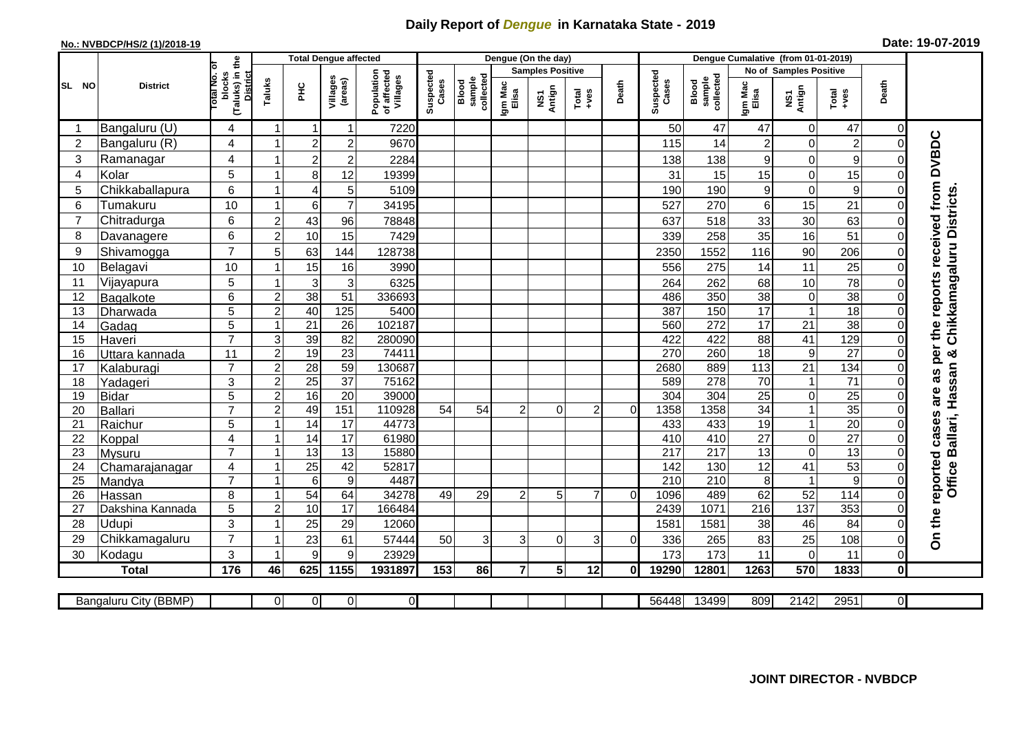# Daily Report of *Dengue* in Karnataka State - 2019

**No.: NVBDCP/HS/2 (1)/2018-19**

**Date: 19-07-2019**

| SL NO | District | Total No. of blocks (Taluks) in the District | Total Dengue affected | | | | Dengue (On the day) | | | | | | | Dengue Cumalative (from 01-01-2019) | | | | | | | |
|---|---|---|---|---|---|---|---|---|---|---|---|---|---|---|---|---|---|---|---|---|
| | | | Taluks | PHC | Villages (areas) | Population of affected Villages | Suspected Cases | Blood sample collected | Samples Positive | | | Death | Suspected Cases | Blood sample collected | No of Samples Positive | | | Death | |
| | | | | | | | | | Igm Mac Elisa | NS1 Antign | Total +ves | | | | Igm Mac Elisa | NS1 Antign | Total +ves | | |
| 1 | Bangaluru (U) | 4 | 1 | 1 | 1 | 7220 | | | | | | | 50 | 47 | 47 | 0 | 47 | 0 | On the reported cases are as per the reports received from DVBDC Office Ballari, Hassan & Chikkamagaluru Districts. |
| 2 | Bangaluru (R) | 4 | 1 | 2 | 2 | 9670 | | | | | | | 115 | 14 | 2 | 0 | 2 | 0 | |
| 3 | Ramanagar | 4 | 1 | 2 | 2 | 2284 | | | | | | | 138 | 138 | 9 | 0 | 9 | 0 | |
| 4 | Kolar | 5 | 1 | 8 | 12 | 19399 | | | | | | | 31 | 15 | 15 | 0 | 15 | 0 | |
| 5 | Chikkaballapura | 6 | 1 | 4 | 5 | 5109 | | | | | | | 190 | 190 | 9 | 0 | 9 | 0 | |
| 6 | Tumakuru | 10 | 1 | 6 | 7 | 34195 | | | | | | | 527 | 270 | 6 | 15 | 21 | 0 | |
| 7 | Chitradurga | 6 | 2 | 43 | 96 | 78848 | | | | | | | 637 | 518 | 33 | 30 | 63 | 0 | |
| 8 | Davanagere | 6 | 2 | 10 | 15 | 7429 | | | | | | | 339 | 258 | 35 | 16 | 51 | 0 | |
| 9 | Shivamogga | 7 | 5 | 63 | 144 | 128738 | | | | | | | 2350 | 1552 | 116 | 90 | 206 | 0 | |
| 10 | Belagavi | 10 | 1 | 15 | 16 | 3990 | | | | | | | 556 | 275 | 14 | 11 | 25 | 0 | |
| 11 | Vijayapura | 5 | 1 | 3 | 3 | 6325 | | | | | | | 264 | 262 | 68 | 10 | 78 | 0 | |
| 12 | Bagalkote | 6 | 2 | 38 | 51 | 336693 | | | | | | | 486 | 350 | 38 | 0 | 38 | 0 | |
| 13 | Dharwada | 5 | 2 | 40 | 125 | 5400 | | | | | | | 387 | 150 | 17 | 1 | 18 | 0 | |
| 14 | Gadag | 5 | 1 | 21 | 26 | 102187 | | | | | | | 560 | 272 | 17 | 21 | 38 | 0 | |
| 15 | Haveri | 7 | 3 | 39 | 82 | 280090 | | | | | | | 422 | 422 | 88 | 41 | 129 | 0 | |
| 16 | Uttara kannada | 11 | 2 | 19 | 23 | 74411 | | | | | | | 270 | 260 | 18 | 9 | 27 | 0 | |
| 17 | Kalaburagi | 7 | 2 | 28 | 59 | 130687 | | | | | | | 2680 | 889 | 113 | 21 | 134 | 0 | |
| 18 | Yadageri | 3 | 2 | 25 | 37 | 75162 | | | | | | | 589 | 278 | 70 | 1 | 71 | 0 | |
| 19 | Bidar | 5 | 2 | 16 | 20 | 39000 | | | | | | | 304 | 304 | 25 | 0 | 25 | 0 | |
| 20 | Ballari | 7 | 2 | 49 | 151 | 110928 | 54 | 54 | 2 | 0 | 2 | 0 | 1358 | 1358 | 34 | 1 | 35 | 0 | |
| 21 | Raichur | 5 | 1 | 14 | 17 | 44773 | | | | | | | 433 | 433 | 19 | 1 | 20 | 0 | |
| 22 | Koppal | 4 | 1 | 14 | 17 | 61980 | | | | | | | 410 | 410 | 27 | 0 | 27 | 0 | |
| 23 | Mysuru | 7 | 1 | 13 | 13 | 15880 | | | | | | | 217 | 217 | 13 | 0 | 13 | 0 | |
| 24 | Chamarajanagar | 4 | 1 | 25 | 42 | 52817 | | | | | | | 142 | 130 | 12 | 41 | 53 | 0 | |
| 25 | Mandya | 7 | 1 | 6 | 9 | 4487 | | | | | | | 210 | 210 | 8 | 1 | 9 | 0 | |
| 26 | Hassan | 8 | 1 | 54 | 64 | 34278 | 49 | 29 | 2 | 5 | 7 | 0 | 1096 | 489 | 62 | 52 | 114 | 0 | |
| 27 | Dakshina Kannada | 5 | 2 | 10 | 17 | 166484 | | | | | | | 2439 | 1071 | 216 | 137 | 353 | 0 | |
| 28 | Udupi | 3 | 1 | 25 | 29 | 12060 | | | | | | | 1581 | 1581 | 38 | 46 | 84 | 0 | |
| 29 | Chikkamagaluru | 7 | 1 | 23 | 61 | 57444 | 50 | 3 | 3 | 0 | 3 | 0 | 336 | 265 | 83 | 25 | 108 | 0 | |
| 30 | Kodagu | 3 | 1 | 9 | 9 | 23929 | | | | | | | 173 | 173 | 11 | 0 | 11 | 0 | |
| | **Total** | **176** | **46** | **625** | **1155** | **1931897** | **153** | **86** | **7** | **5** | **12** | **0** | **19290** | **12801** | **1263** | **570** | **1833** | **0** | |

| Bangaluru City (BBMP) | | 0 | 0 | 0 | 0 | | | | | | | 56448 | 13499 | 809 | 2142 | 2951 | 0 |
|---|---|---|---|---|---|---|---|---|---|---|---|---|---|---|---|---|---|

**JOINT DIRECTOR - NVBDCP**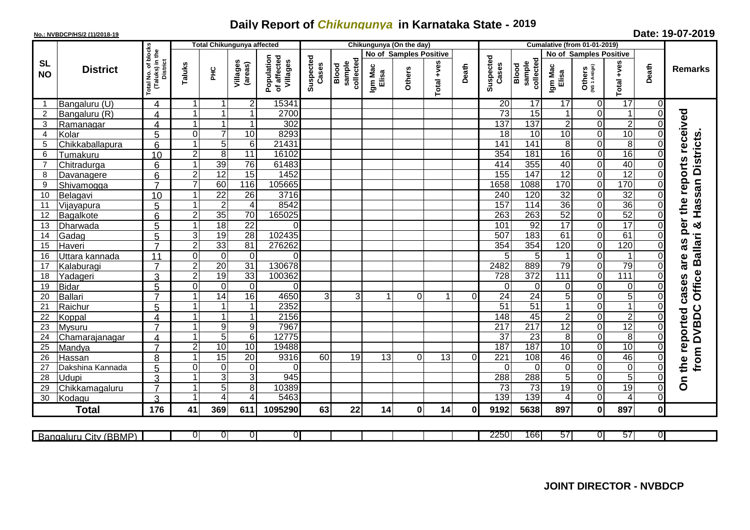# Daily Report of *Chikungunya* in Karnataka State - 2019

**No.: NVBDCP/HS/2 (1)/2018-19**

**Date: 19-07-2019**

| SL NO | District | Total No. of blocks (Taluks) in the District | Total Chikungunya affected | | | | Chikungunya (On the day) | | | | | | | Cumalative (from 01-01-2019) | | | | | | | Remarks |
|---|---|---|---|---|---|---|---|---|---|---|---|---|---|---|---|---|---|---|---|---|---|
| | | | Taluks | PHC | Villages (areas) | Population of affected Villages | Suspected Cases | Blood sample collected | No of Samples Positive | | | Death | Suspected Cases | Blood sample collected | No of Samples Positive | | | Death | |
| | | | | | | | | | Igm Mac Elisa | Others | Total +ves | | | | Igm Mac Elisa | Others (NS 1 Antign) | Total +ves | | |
| 1 | Bangaluru (U) | 4 | 1 | 1 | 2 | 15341 | | | | | | | 20 | 17 | 17 | 0 | 17 | 0 | On the reported cases are as per the reports received from DVBDC Office Ballari & Hassan Districts. |
| 2 | Bangaluru (R) | 4 | 1 | 1 | 1 | 2700 | | | | | | | 73 | 15 | 1 | 0 | 1 | 0 | |
| 3 | Ramanagar | 4 | 1 | 1 | 1 | 302 | | | | | | | 137 | 137 | 2 | 0 | 2 | 0 | |
| 4 | Kolar | 5 | 0 | 7 | 10 | 8293 | | | | | | | 18 | 10 | 10 | 0 | 10 | 0 | |
| 5 | Chikkaballapura | 6 | 1 | 5 | 6 | 21431 | | | | | | | 141 | 141 | 8 | 0 | 8 | 0 | |
| 6 | Tumakuru | 10 | 2 | 8 | 11 | 16102 | | | | | | | 354 | 181 | 16 | 0 | 16 | 0 | |
| 7 | Chitradurga | 6 | 1 | 39 | 76 | 61483 | | | | | | | 414 | 355 | 40 | 0 | 40 | 0 | |
| 8 | Davanagere | 6 | 2 | 12 | 15 | 1452 | | | | | | | 155 | 147 | 12 | 0 | 12 | 0 | |
| 9 | Shivamogga | 7 | 7 | 60 | 116 | 105665 | | | | | | | 1658 | 1088 | 170 | 0 | 170 | 0 | |
| 10 | Belagavi | 10 | 1 | 22 | 26 | 3716 | | | | | | | 240 | 120 | 32 | 0 | 32 | 0 | |
| 11 | Vijayapura | 5 | 1 | 2 | 4 | 8542 | | | | | | | 157 | 114 | 36 | 0 | 36 | 0 | |
| 12 | Bagalkote | 6 | 2 | 35 | 70 | 165025 | | | | | | | 263 | 263 | 52 | 0 | 52 | 0 | |
| 13 | Dharwada | 5 | 1 | 18 | 22 | 0 | | | | | | | 101 | 92 | 17 | 0 | 17 | 0 | |
| 14 | Gadag | 5 | 3 | 19 | 28 | 102435 | | | | | | | 507 | 183 | 61 | 0 | 61 | 0 | |
| 15 | Haveri | 7 | 2 | 33 | 81 | 276262 | | | | | | | 354 | 354 | 120 | 0 | 120 | 0 | |
| 16 | Uttara kannada | 11 | 0 | 0 | 0 | 0 | | | | | | | 5 | 5 | 1 | 0 | 1 | 0 | |
| 17 | Kalaburagi | 7 | 2 | 20 | 31 | 130678 | | | | | | | 2482 | 889 | 79 | 0 | 79 | 0 | |
| 18 | Yadageri | 3 | 2 | 19 | 33 | 100362 | | | | | | | 728 | 372 | 111 | 0 | 111 | 0 | |
| 19 | Bidar | 5 | 0 | 0 | 0 | 0 | | | | | | | 0 | 0 | 0 | 0 | 0 | 0 | |
| 20 | Ballari | 7 | 1 | 14 | 16 | 4650 | 3 | 3 | 1 | 0 | 1 | 0 | 24 | 24 | 5 | 0 | 5 | 0 | |
| 21 | Raichur | 5 | 1 | 1 | 1 | 2352 | | | | | | | 51 | 51 | 1 | 0 | 1 | 0 | |
| 22 | Koppal | 4 | 1 | 1 | 1 | 2156 | | | | | | | 148 | 45 | 2 | 0 | 2 | 0 | |
| 23 | Mysuru | 7 | 1 | 9 | 9 | 7967 | | | | | | | 217 | 217 | 12 | 0 | 12 | 0 | |
| 24 | Chamarajanagar | 4 | 1 | 5 | 6 | 12775 | | | | | | | 37 | 23 | 8 | 0 | 8 | 0 | |
| 25 | Mandya | 7 | 2 | 10 | 10 | 19488 | | | | | | | 187 | 187 | 10 | 0 | 10 | 0 | |
| 26 | Hassan | 8 | 1 | 15 | 20 | 9316 | 60 | 19 | 13 | 0 | 13 | 0 | 221 | 108 | 46 | 0 | 46 | 0 | |
| 27 | Dakshina Kannada | 5 | 0 | 0 | 0 | 0 | | | | | | | 0 | 0 | 0 | 0 | 0 | 0 | |
| 28 | Udupi | 3 | 1 | 3 | 3 | 945 | | | | | | | 288 | 288 | 5 | 0 | 5 | 0 | |
| 29 | Chikkamagaluru | 7 | 1 | 5 | 8 | 10389 | | | | | | | 73 | 73 | 19 | 0 | 19 | 0 | |
| 30 | Kodagu | 3 | 1 | 4 | 4 | 5463 | | | | | | | 139 | 139 | 4 | 0 | 4 | 0 | |
| **Total** | | **176** | **41** | **369** | **611** | **1095290** | **63** | **22** | **14** | **0** | **14** | **0** | **9192** | **5638** | **897** | **0** | **897** | **0** | |

| | | | | | | | | | | | | | | | | | | |
|---|---|---|---|---|---|---|---|---|---|---|---|---|---|---|---|---|---|---|
| Bangaluru City (BBMP) | | 0 | 0 | 0 | 0 | | | | | | | 2250 | 166 | 57 | 0 | 57 | 0 | |

**JOINT DIRECTOR - NVBDCP**